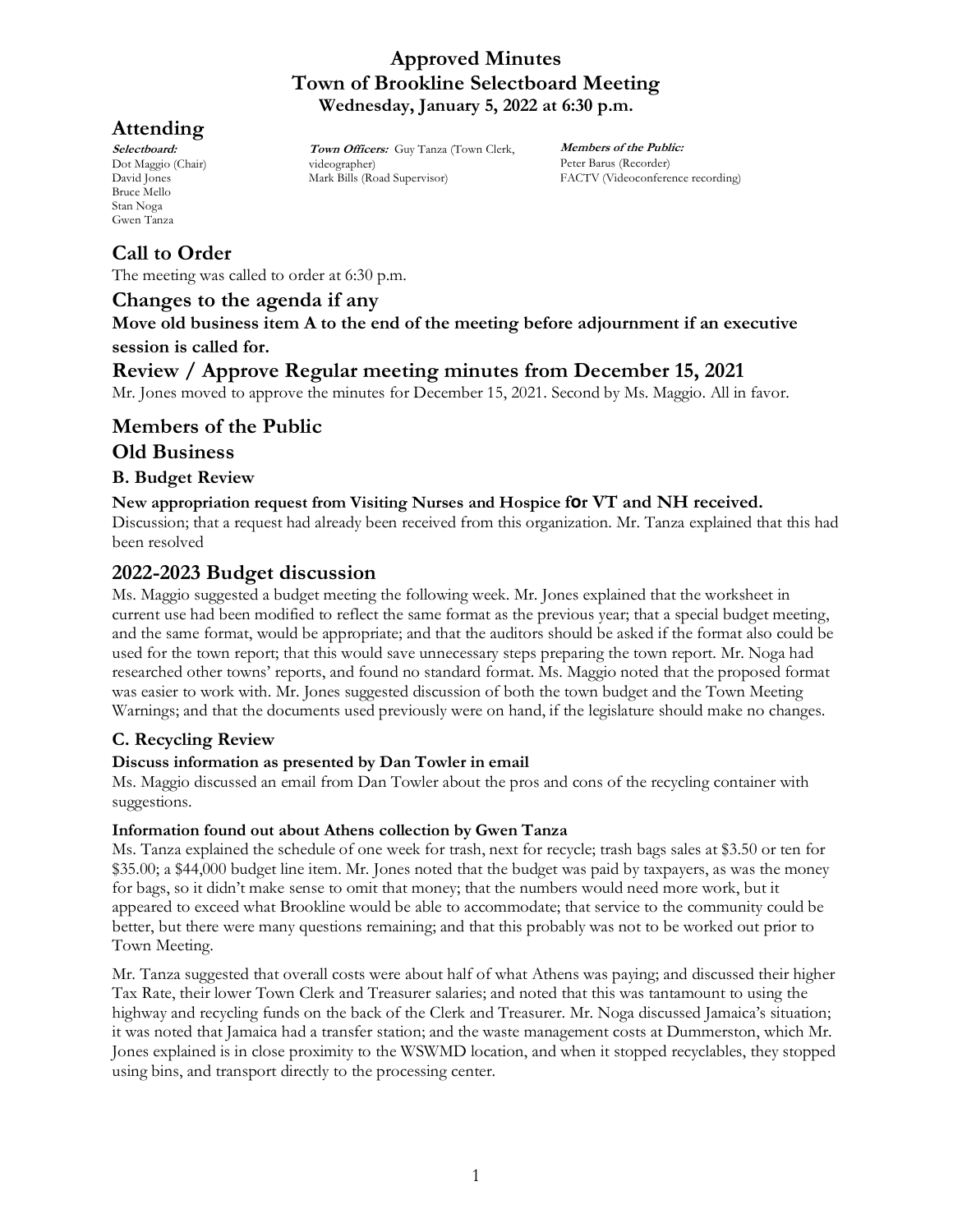# Approved Minutes
# Town of Brookline Selectboard Meeting
**Wednesday, January 5, 2022 at 6:30 p.m.**

## Attending

***Selectboard:***
Dot Maggio (Chair)
David Jones
Bruce Mello
Stan Noga
Gwen Tanza

***Town Officers:*** Guy Tanza (Town Clerk, videographer)
Mark Bills (Road Supervisor)

***Members of the Public:***
Peter Barus (Recorder)
FACTV (Videoconference recording)

## Call to Order

The meeting was called to order at 6:30 p.m.

## Changes to the agenda if any

**Move old business item A to the end of the meeting before adjournment if an executive session is called for.**

## Review / Approve Regular meeting minutes from December 15, 2021

Mr. Jones moved to approve the minutes for December 15, 2021. Second by Ms. Maggio. All in favor.

## Members of the Public

## Old Business

### B. Budget Review

**New appropriation request from Visiting Nurses and Hospice for VT and NH received.**

Discussion; that a request had already been received from this organization. Mr. Tanza explained that this had been resolved

## 2022-2023 Budget discussion

Ms. Maggio suggested a budget meeting the following week. Mr. Jones explained that the worksheet in current use had been modified to reflect the same format as the previous year; that a special budget meeting, and the same format, would be appropriate; and that the auditors should be asked if the format also could be used for the town report; that this would save unnecessary steps preparing the town report. Mr. Noga had researched other towns' reports, and found no standard format. Ms. Maggio noted that the proposed format was easier to work with. Mr. Jones suggested discussion of both the town budget and the Town Meeting Warnings; and that the documents used previously were on hand, if the legislature should make no changes.

### C. Recycling Review

**Discuss information as presented by Dan Towler in email**

Ms. Maggio discussed an email from Dan Towler about the pros and cons of the recycling container with suggestions.

**Information found out about Athens collection by Gwen Tanza**

Ms. Tanza explained the schedule of one week for trash, next for recycle; trash bags sales at $3.50 or ten for $35.00; a $44,000 budget line item. Mr. Jones noted that the budget was paid by taxpayers, as was the money for bags, so it didn't make sense to omit that money; that the numbers would need more work, but it appeared to exceed what Brookline would be able to accommodate; that service to the community could be better, but there were many questions remaining; and that this probably was not to be worked out prior to Town Meeting.

Mr. Tanza suggested that overall costs were about half of what Athens was paying; and discussed their higher Tax Rate, their lower Town Clerk and Treasurer salaries; and noted that this was tantamount to using the highway and recycling funds on the back of the Clerk and Treasurer. Mr. Noga discussed Jamaica's situation; it was noted that Jamaica had a transfer station; and the waste management costs at Dummerston, which Mr. Jones explained is in close proximity to the WSWMD location, and when it stopped recyclables, they stopped using bins, and transport directly to the processing center.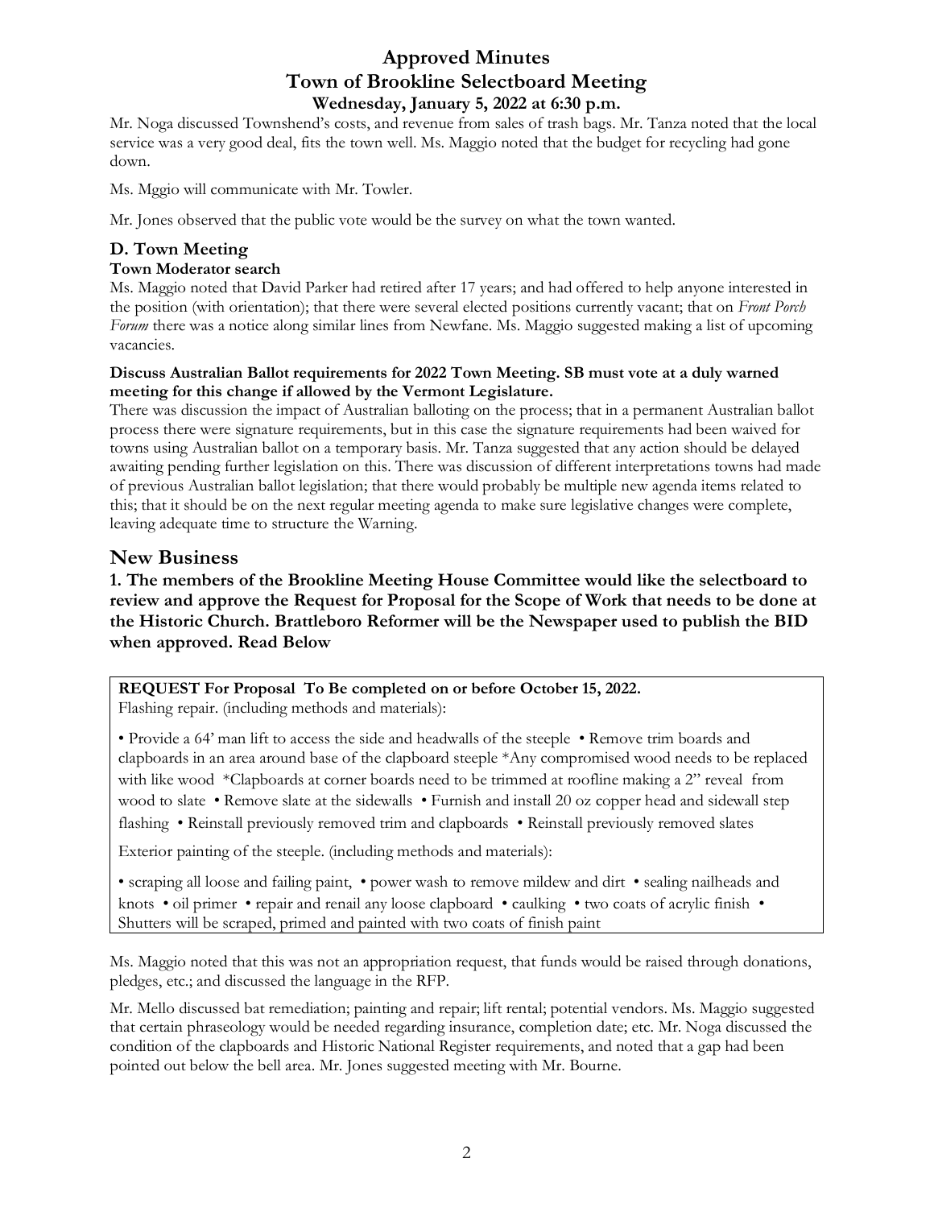# Approved Minutes
# Town of Brookline Selectboard Meeting
### Wednesday, January 5, 2022 at 6:30 p.m.

Mr. Noga discussed Townshend's costs, and revenue from sales of trash bags. Mr. Tanza noted that the local service was a very good deal, fits the town well. Ms. Maggio noted that the budget for recycling had gone down.

Ms. Mggio will communicate with Mr. Towler.

Mr. Jones observed that the public vote would be the survey on what the town wanted.

### D. Town Meeting

**Town Moderator search**

Ms. Maggio noted that David Parker had retired after 17 years; and had offered to help anyone interested in the position (with orientation); that there were several elected positions currently vacant; that on *Front Porch Forum* there was a notice along similar lines from Newfane. Ms. Maggio suggested making a list of upcoming vacancies.

**Discuss Australian Ballot requirements for 2022 Town Meeting. SB must vote at a duly warned meeting for this change if allowed by the Vermont Legislature.**

There was discussion the impact of Australian balloting on the process; that in a permanent Australian ballot process there were signature requirements, but in this case the signature requirements had been waived for towns using Australian ballot on a temporary basis. Mr. Tanza suggested that any action should be delayed awaiting pending further legislation on this. There was discussion of different interpretations towns had made of previous Australian ballot legislation; that there would probably be multiple new agenda items related to this; that it should be on the next regular meeting agenda to make sure legislative changes were complete, leaving adequate time to structure the Warning.

## New Business

**1. The members of the Brookline Meeting House Committee would like the selectboard to review and approve the Request for Proposal for the Scope of Work that needs to be done at the Historic Church. Brattleboro Reformer will be the Newspaper used to publish the BID when approved. Read Below**

**REQUEST For Proposal To Be completed on or before October 15, 2022.**
Flashing repair. (including methods and materials):

• Provide a 64' man lift to access the side and headwalls of the steeple • Remove trim boards and clapboards in an area around base of the clapboard steeple *Any compromised wood needs to be replaced with like wood *Clapboards at corner boards need to be trimmed at roofline making a 2" reveal from wood to slate • Remove slate at the sidewalls • Furnish and install 20 oz copper head and sidewall step flashing • Reinstall previously removed trim and clapboards • Reinstall previously removed slates

Exterior painting of the steeple. (including methods and materials):

• scraping all loose and failing paint, • power wash to remove mildew and dirt • sealing nailheads and knots • oil primer • repair and renail any loose clapboard • caulking • two coats of acrylic finish • Shutters will be scraped, primed and painted with two coats of finish paint

Ms. Maggio noted that this was not an appropriation request, that funds would be raised through donations, pledges, etc.; and discussed the language in the RFP.

Mr. Mello discussed bat remediation; painting and repair; lift rental; potential vendors. Ms. Maggio suggested that certain phraseology would be needed regarding insurance, completion date; etc. Mr. Noga discussed the condition of the clapboards and Historic National Register requirements, and noted that a gap had been pointed out below the bell area. Mr. Jones suggested meeting with Mr. Bourne.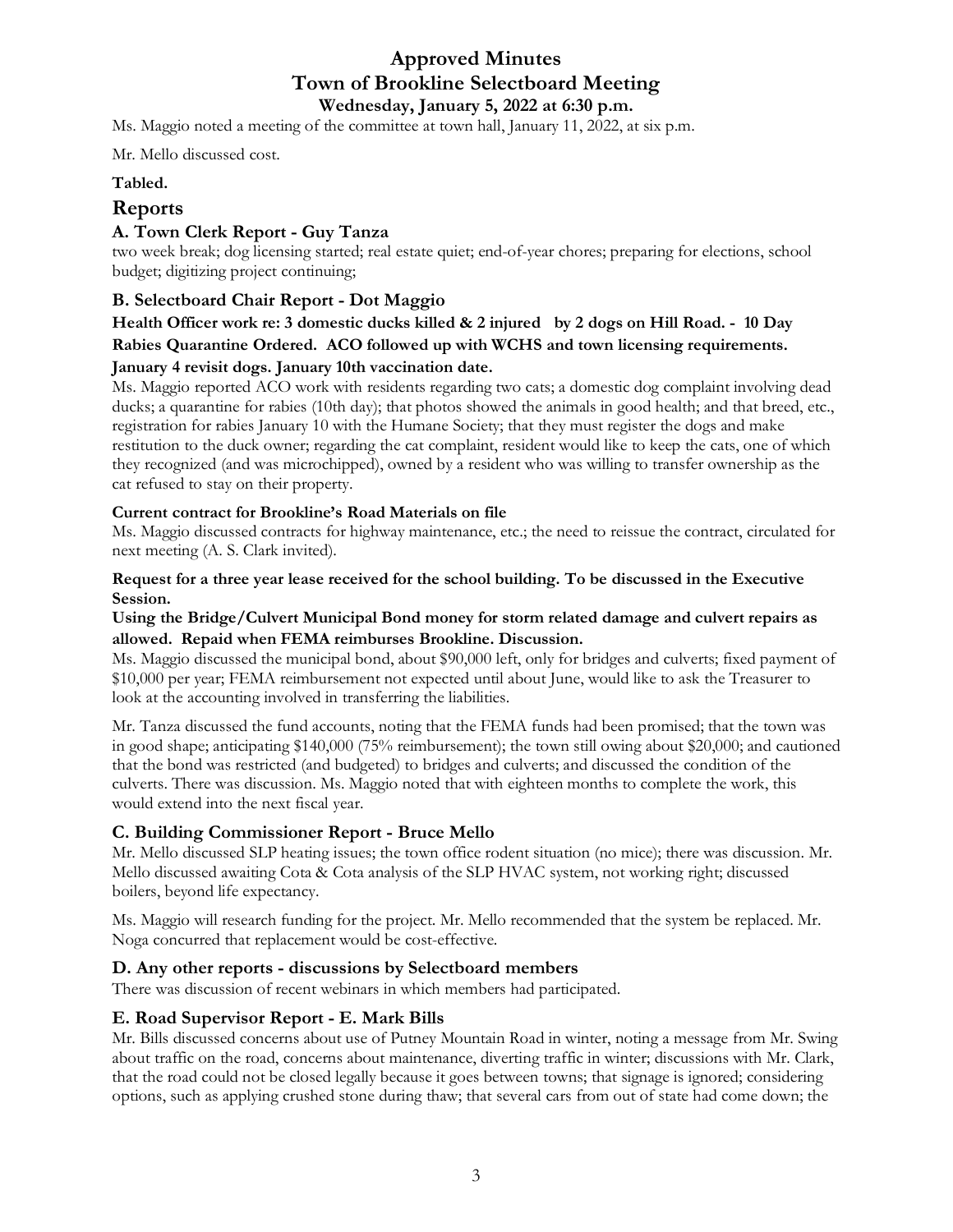Ms. Maggio noted a meeting of the committee at town hall, January 11, 2022, at six p.m.

Mr. Mello discussed cost.

**Tabled.**

## Reports

### A. Town Clerk Report - Guy Tanza

two week break; dog licensing started; real estate quiet; end-of-year chores; preparing for elections, school budget; digitizing project continuing;

### B. Selectboard Chair Report - Dot Maggio

**Health Officer work re: 3 domestic ducks killed & 2 injured by 2 dogs on Hill Road. - 10 Day Rabies Quarantine Ordered. ACO followed up with WCHS and town licensing requirements. January 4 revisit dogs. January 10th vaccination date.**

Ms. Maggio reported ACO work with residents regarding two cats; a domestic dog complaint involving dead ducks; a quarantine for rabies (10th day); that photos showed the animals in good health; and that breed, etc., registration for rabies January 10 with the Humane Society; that they must register the dogs and make restitution to the duck owner; regarding the cat complaint, resident would like to keep the cats, one of which they recognized (and was microchipped), owned by a resident who was willing to transfer ownership as the cat refused to stay on their property.

**Current contract for Brookline's Road Materials on file**

Ms. Maggio discussed contracts for highway maintenance, etc.; the need to reissue the contract, circulated for next meeting (A. S. Clark invited).

**Request for a three year lease received for the school building. To be discussed in the Executive Session.**

**Using the Bridge/Culvert Municipal Bond money for storm related damage and culvert repairs as allowed. Repaid when FEMA reimburses Brookline. Discussion.**

Ms. Maggio discussed the municipal bond, about $90,000 left, only for bridges and culverts; fixed payment of $10,000 per year; FEMA reimbursement not expected until about June, would like to ask the Treasurer to look at the accounting involved in transferring the liabilities.

Mr. Tanza discussed the fund accounts, noting that the FEMA funds had been promised; that the town was in good shape; anticipating $140,000 (75% reimbursement); the town still owing about $20,000; and cautioned that the bond was restricted (and budgeted) to bridges and culverts; and discussed the condition of the culverts. There was discussion. Ms. Maggio noted that with eighteen months to complete the work, this would extend into the next fiscal year.

### C. Building Commissioner Report - Bruce Mello

Mr. Mello discussed SLP heating issues; the town office rodent situation (no mice); there was discussion. Mr. Mello discussed awaiting Cota & Cota analysis of the SLP HVAC system, not working right; discussed boilers, beyond life expectancy.

Ms. Maggio will research funding for the project. Mr. Mello recommended that the system be replaced. Mr. Noga concurred that replacement would be cost-effective.

### D. Any other reports - discussions by Selectboard members

There was discussion of recent webinars in which members had participated.

### E. Road Supervisor Report - E. Mark Bills

Mr. Bills discussed concerns about use of Putney Mountain Road in winter, noting a message from Mr. Swing about traffic on the road, concerns about maintenance, diverting traffic in winter; discussions with Mr. Clark, that the road could not be closed legally because it goes between towns; that signage is ignored; considering options, such as applying crushed stone during thaw; that several cars from out of state had come down; the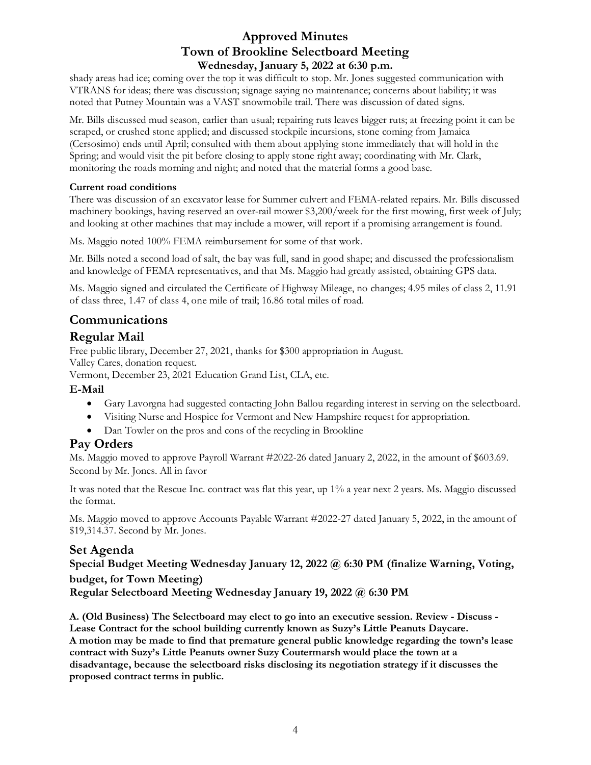shady areas had ice; coming over the top it was difficult to stop. Mr. Jones suggested communication with VTRANS for ideas; there was discussion; signage saying no maintenance; concerns about liability; it was noted that Putney Mountain was a VAST snowmobile trail. There was discussion of dated signs.

Mr. Bills discussed mud season, earlier than usual; repairing ruts leaves bigger ruts; at freezing point it can be scraped, or crushed stone applied; and discussed stockpile incursions, stone coming from Jamaica (Cersosimo) ends until April; consulted with them about applying stone immediately that will hold in the Spring; and would visit the pit before closing to apply stone right away; coordinating with Mr. Clark, monitoring the roads morning and night; and noted that the material forms a good base.

**Current road conditions**

There was discussion of an excavator lease for Summer culvert and FEMA-related repairs. Mr. Bills discussed machinery bookings, having reserved an over-rail mower $3,200/week for the first mowing, first week of July; and looking at other machines that may include a mower, will report if a promising arrangement is found.

Ms. Maggio noted 100% FEMA reimbursement for some of that work.

Mr. Bills noted a second load of salt, the bay was full, sand in good shape; and discussed the professionalism and knowledge of FEMA representatives, and that Ms. Maggio had greatly assisted, obtaining GPS data.

Ms. Maggio signed and circulated the Certificate of Highway Mileage, no changes; 4.95 miles of class 2, 11.91 of class three, 1.47 of class 4, one mile of trail; 16.86 total miles of road.

## Communications

## Regular Mail

Free public library, December 27, 2021, thanks for $300 appropriation in August.
Valley Cares, donation request.
Vermont, December 23, 2021 Education Grand List, CLA, etc.

### E-Mail

- Gary Lavorgna had suggested contacting John Ballou regarding interest in serving on the selectboard.
- Visiting Nurse and Hospice for Vermont and New Hampshire request for appropriation.
- Dan Towler on the pros and cons of the recycling in Brookline

## Pay Orders

Ms. Maggio moved to approve Payroll Warrant #2022-26 dated January 2, 2022, in the amount of $603.69. Second by Mr. Jones. All in favor

It was noted that the Rescue Inc. contract was flat this year, up 1% a year next 2 years. Ms. Maggio discussed the format.

Ms. Maggio moved to approve Accounts Payable Warrant #2022-27 dated January 5, 2022, in the amount of $19,314.37. Second by Mr. Jones.

## Set Agenda

**Special Budget Meeting Wednesday January 12, 2022 @ 6:30 PM (finalize Warning, Voting, budget, for Town Meeting)**

**Regular Selectboard Meeting Wednesday January 19, 2022 @ 6:30 PM**

**A. (Old Business) The Selectboard may elect to go into an executive session. Review - Discuss - Lease Contract for the school building currently known as Suzy's Little Peanuts Daycare.**
**A motion may be made to find that premature general public knowledge regarding the town's lease contract with Suzy's Little Peanuts owner Suzy Coutermarsh would place the town at a disadvantage, because the selectboard risks disclosing its negotiation strategy if it discusses the proposed contract terms in public.**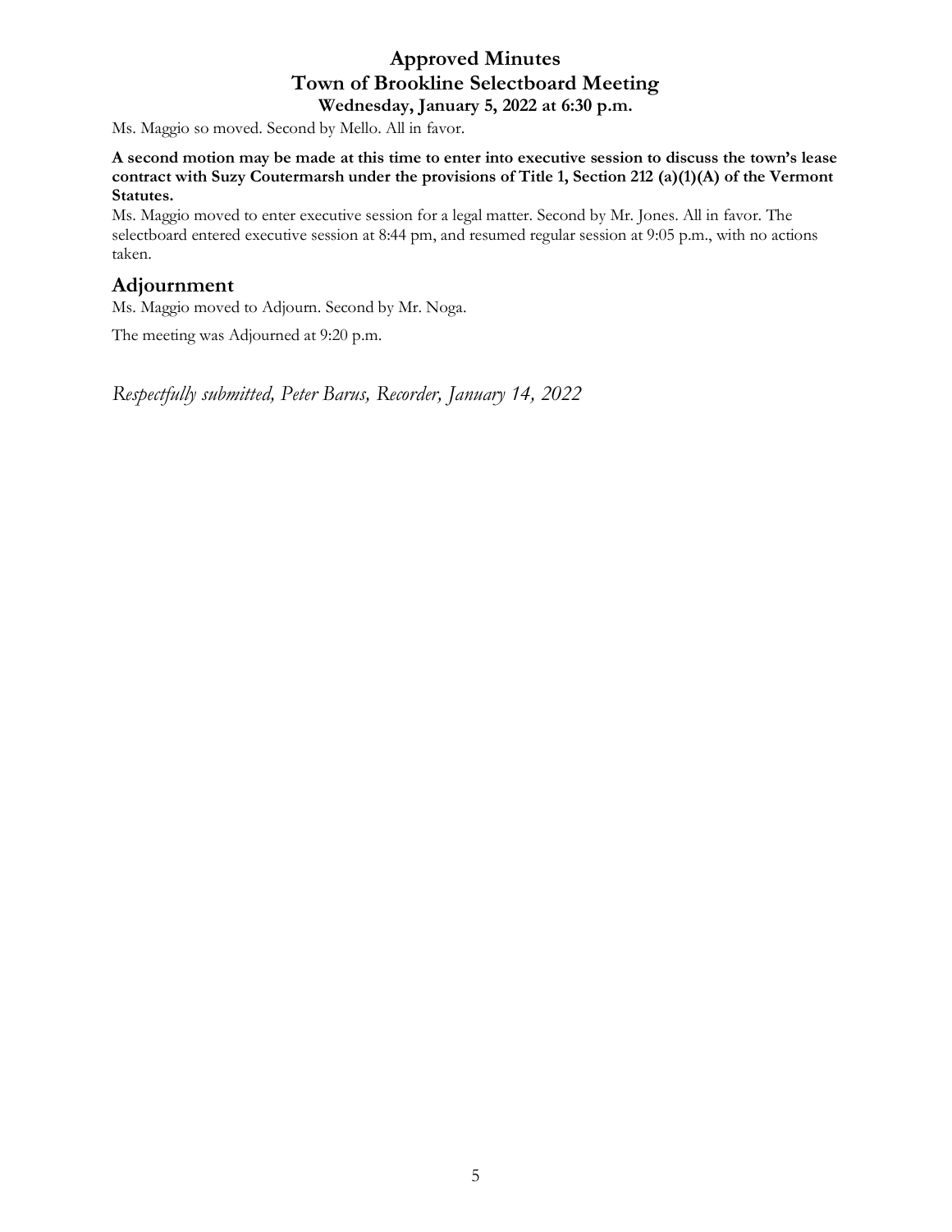Ms. Maggio so moved. Second by Mello. All in favor.

**A second motion may be made at this time to enter into executive session to discuss the town's lease contract with Suzy Coutermarsh under the provisions of Title 1, Section 212 (a)(1)(A) of the Vermont Statutes.**

Ms. Maggio moved to enter executive session for a legal matter. Second by Mr. Jones. All in favor. The selectboard entered executive session at 8:44 pm, and resumed regular session at 9:05 p.m., with no actions taken.

## Adjournment

Ms. Maggio moved to Adjourn. Second by Mr. Noga.

The meeting was Adjourned at 9:20 p.m.

*Respectfully submitted, Peter Barus, Recorder, January 14, 2022*